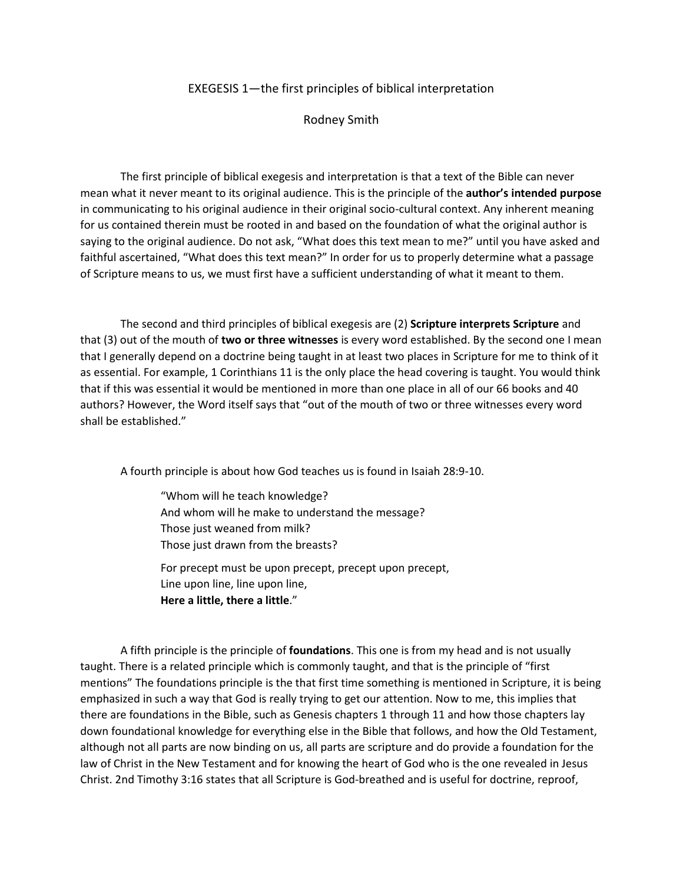# EXEGESIS 1—the first principles of biblical interpretation

Rodney Smith

The first principle of biblical exegesis and interpretation is that a text of the Bible can never mean what it never meant to its original audience. This is the principle of the **author's intended purpose** in communicating to his original audience in their original socio-cultural context. Any inherent meaning for us contained therein must be rooted in and based on the foundation of what the original author is saying to the original audience. Do not ask, "What does this text mean to me?" until you have asked and faithful ascertained, "What does this text mean?" In order for us to properly determine what a passage of Scripture means to us, we must first have a sufficient understanding of what it meant to them.

The second and third principles of biblical exegesis are (2) **Scripture interprets Scripture** and that (3) out of the mouth of **two or three witnesses** is every word established. By the second one I mean that I generally depend on a doctrine being taught in at least two places in Scripture for me to think of it as essential. For example, 1 Corinthians 11 is the only place the head covering is taught. You would think that if this was essential it would be mentioned in more than one place in all of our 66 books and 40 authors? However, the Word itself says that "out of the mouth of two or three witnesses every word shall be established."

A fourth principle is about how God teaches us is found in Isaiah 28:9-10.

> "Whom will he teach knowledge?
> And whom will he make to understand the message?
> Those just weaned from milk?
> Those just drawn from the breasts?
>
> For precept must be upon precept, precept upon precept,
> Line upon line, line upon line,
> **Here a little, there a little**."

A fifth principle is the principle of **foundations**. This one is from my head and is not usually taught. There is a related principle which is commonly taught, and that is the principle of "first mentions" The foundations principle is the that first time something is mentioned in Scripture, it is being emphasized in such a way that God is really trying to get our attention. Now to me, this implies that there are foundations in the Bible, such as Genesis chapters 1 through 11 and how those chapters lay down foundational knowledge for everything else in the Bible that follows, and how the Old Testament, although not all parts are now binding on us, all parts are scripture and do provide a foundation for the law of Christ in the New Testament and for knowing the heart of God who is the one revealed in Jesus Christ. 2nd Timothy 3:16 states that all Scripture is God-breathed and is useful for doctrine, reproof,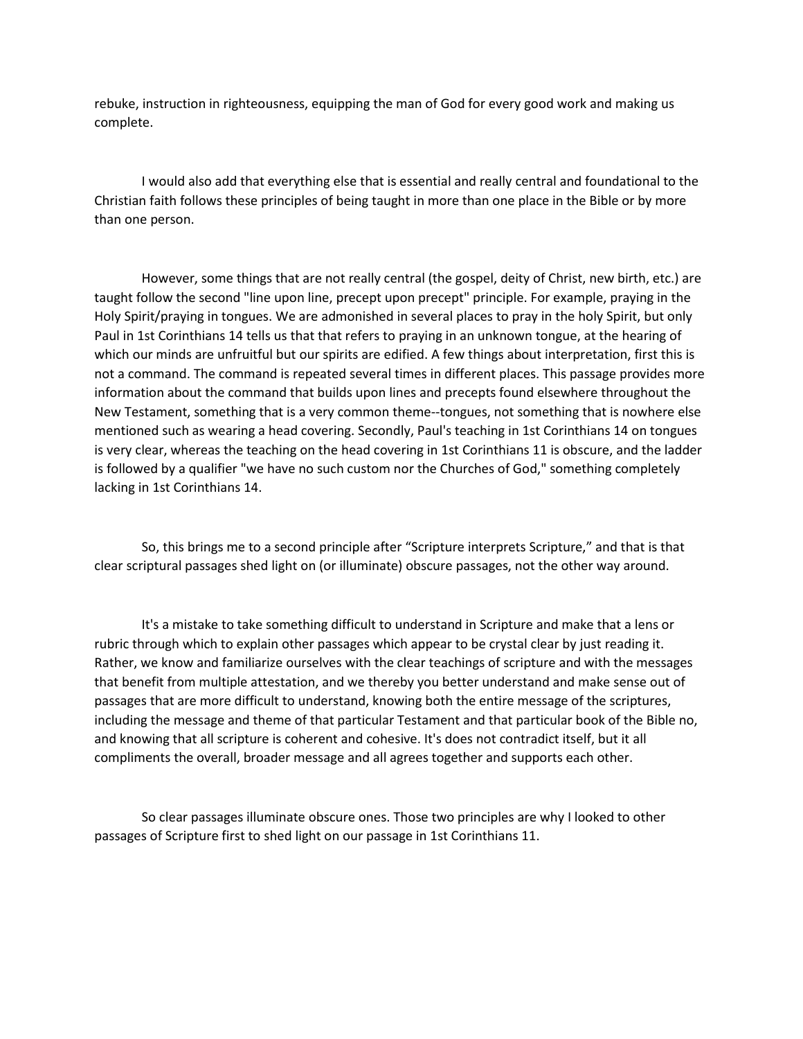rebuke, instruction in righteousness, equipping the man of God for every good work and making us complete.

I would also add that everything else that is essential and really central and foundational to the Christian faith follows these principles of being taught in more than one place in the Bible or by more than one person.

However, some things that are not really central (the gospel, deity of Christ, new birth, etc.) are taught follow the second "line upon line, precept upon precept" principle. For example, praying in the Holy Spirit/praying in tongues. We are admonished in several places to pray in the holy Spirit, but only Paul in 1st Corinthians 14 tells us that that refers to praying in an unknown tongue, at the hearing of which our minds are unfruitful but our spirits are edified. A few things about interpretation, first this is not a command. The command is repeated several times in different places. This passage provides more information about the command that builds upon lines and precepts found elsewhere throughout the New Testament, something that is a very common theme--tongues, not something that is nowhere else mentioned such as wearing a head covering. Secondly, Paul's teaching in 1st Corinthians 14 on tongues is very clear, whereas the teaching on the head covering in 1st Corinthians 11 is obscure, and the ladder is followed by a qualifier "we have no such custom nor the Churches of God," something completely lacking in 1st Corinthians 14.

So, this brings me to a second principle after "Scripture interprets Scripture," and that is that clear scriptural passages shed light on (or illuminate) obscure passages, not the other way around.

It's a mistake to take something difficult to understand in Scripture and make that a lens or rubric through which to explain other passages which appear to be crystal clear by just reading it. Rather, we know and familiarize ourselves with the clear teachings of scripture and with the messages that benefit from multiple attestation, and we thereby you better understand and make sense out of passages that are more difficult to understand, knowing both the entire message of the scriptures, including the message and theme of that particular Testament and that particular book of the Bible no, and knowing that all scripture is coherent and cohesive. It's does not contradict itself, but it all compliments the overall, broader message and all agrees together and supports each other.

So clear passages illuminate obscure ones. Those two principles are why I looked to other passages of Scripture first to shed light on our passage in 1st Corinthians 11.